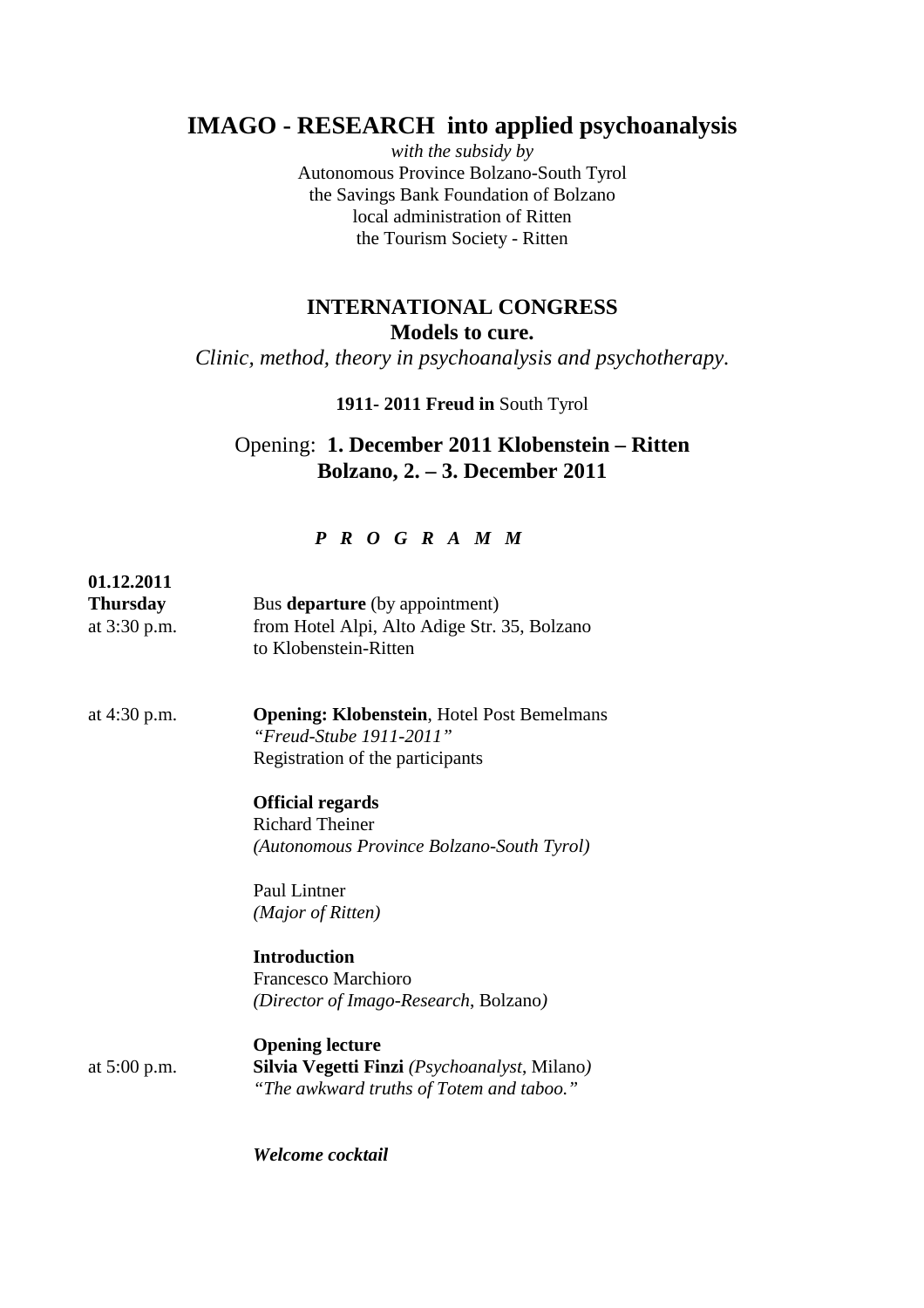# IMAGO - RESEARCH into applied psychoanalysis

*with the subsidy by*
Autonomous Province Bolzano-South Tyrol
the Savings Bank Foundation of Bolzano
local administration of Ritten
the Tourism Society - Ritten

## INTERNATIONAL CONGRESS
## Models to cure.

*Clinic, method, theory in psychoanalysis and psychotherapy.*

**1911- 2011 Freud in** South Tyrol

Opening: **1. December 2011 Klobenstein – Ritten**
**Bolzano, 2. – 3. December 2011**

***P R O G R A M M***

**01.12.2011**
**Thursday**

at 3:30 p.m. — Bus **departure** (by appointment)
from Hotel Alpi, Alto Adige Str. 35, Bolzano
to Klobenstein-Ritten

at 4:30 p.m. — **Opening: Klobenstein**, Hotel Post Bemelmans
*"Freud-Stube 1911-2011"*
Registration of the participants

**Official regards**
Richard Theiner
*(Autonomous Province Bolzano-South Tyrol)*

Paul Lintner
*(Major of Ritten)*

**Introduction**
Francesco Marchioro
*(Director of Imago-Research*, Bolzano*)*

**Opening lecture**

at 5:00 p.m. — **Silvia Vegetti Finzi** *(Psychoanalyst*, Milano*)*
*"The awkward truths of Totem and taboo."*

***Welcome cocktail***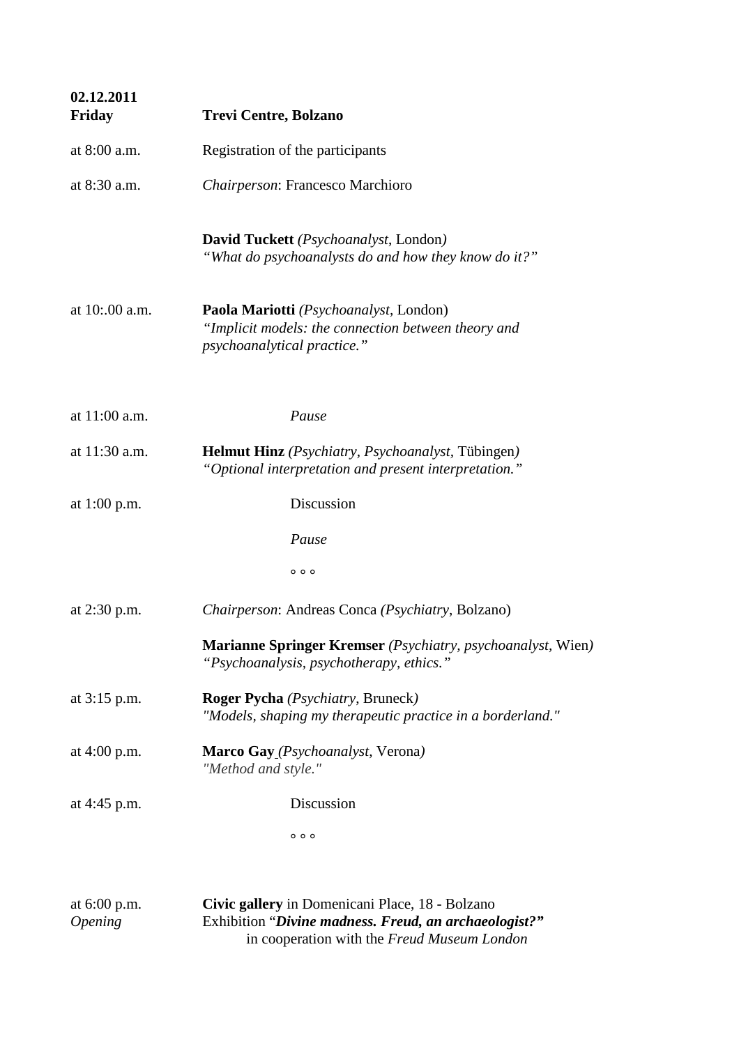| **02.12.2011 Friday** | **Trevi Centre, Bolzano** |
|---|---|
| at 8:00 a.m. | Registration of the participants |
| at 8:30 a.m. | *Chairperson*: Francesco Marchioro |
| | **David Tuckett** *(Psychoanalyst*, London*)* <br> *"What do psychoanalysts do and how they know do it?"* |
| at 10:.00 a.m. | **Paola Mariotti** *(Psychoanalyst*, London) <br> *"Implicit models: the connection between theory and psychoanalytical practice."* |
| at 11:00 a.m. | *Pause* |
| at 11:30 a.m. | **Helmut Hinz** *(Psychiatry, Psychoanalyst*, Tübingen*)* <br> *"Optional interpretation and present interpretation."* |
| at 1:00 p.m. | Discussion |
| | *Pause* |
| | ° ° ° |
| at 2:30 p.m. | *Chairperson*: Andreas Conca *(Psychiatry*, Bolzano) |
| | **Marianne Springer Kremser** *(Psychiatry, psychoanalyst*, Wien*)* <br> *"Psychoanalysis, psychotherapy, ethics."* |
| at 3:15 p.m. | **Roger Pycha** *(Psychiatry*, Bruneck*)* <br> *"Models, shaping my therapeutic practice in a borderland."* |
| at 4:00 p.m. | **Marco Gay** *(Psychoanalyst*, Verona*)* <br> *"Method and style."* |
| at 4:45 p.m. | Discussion |
| | ° ° ° |
| at 6:00 p.m. *Opening* | **Civic gallery** in Domenicani Place, 18 - Bolzano <br> Exhibition "***Divine madness. Freud, an archaeologist?"*** <br> in cooperation with the *Freud Museum London* |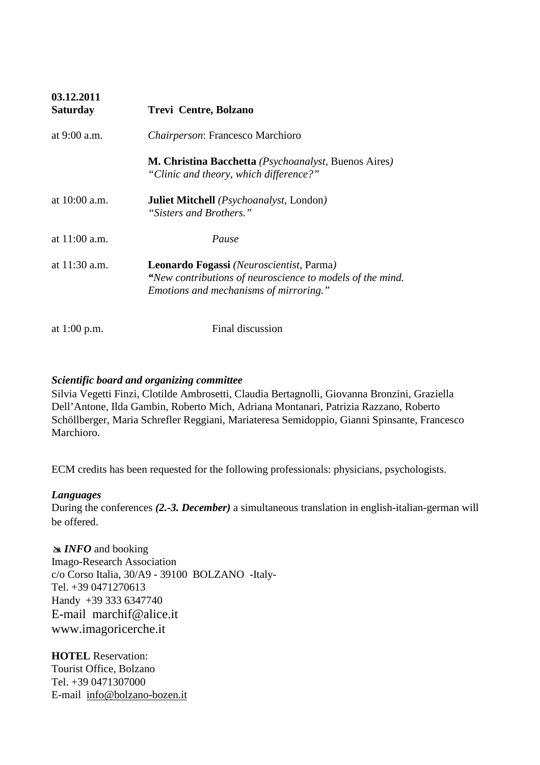**03.12.2011**

| **Saturday** | **Trevi Centre, Bolzano** |
|---|---|
| at 9:00 a.m. | *Chairperson*: Francesco Marchioro |
| | **M. Christina Bacchetta** *(Psychoanalyst,* Buenos Aires*)* *"Clinic and theory, which difference?"* |
| at 10:00 a.m. | **Juliet Mitchell** *(Psychoanalyst,* London*)* *"Sisters and Brothers."* |
| at 11:00 a.m. | *Pause* |
| at 11:30 a.m. | **Leonardo Fogassi** *(Neuroscientist,* Parma*)* ***"****New contributions of neuroscience to models of the mind. Emotions and mechanisms of mirroring."* |
| at 1:00 p.m. | Final discussion |

***Scientific board and organizing committee***

Silvia Vegetti Finzi, Clotilde Ambrosetti, Claudia Bertagnolli, Giovanna Bronzini, Graziella Dell'Antone, Ilda Gambin, Roberto Mich, Adriana Montanari, Patrizia Razzano, Roberto Schöllberger, Maria Schrefler Reggiani, Mariateresa Semidoppio, Gianni Spinsante, Francesco Marchioro.

ECM credits has been requested for the following professionals: physicians, psychologists.

***Languages***

During the conferences ***(2.-3. December)*** a simultaneous translation in english-italian-german will be offered.

✉ ***INFO*** and booking
Imago-Research Association
c/o Corso Italia, 30/A9 - 39100 BOLZANO -Italy-
Tel. +39 0471270613
Handy +39 333 6347740
E-mail marchif@alice.it
www.imagoricerche.it

**HOTEL** Reservation:
Tourist Office, Bolzano
Tel. +39 0471307000
E-mail info@bolzano-bozen.it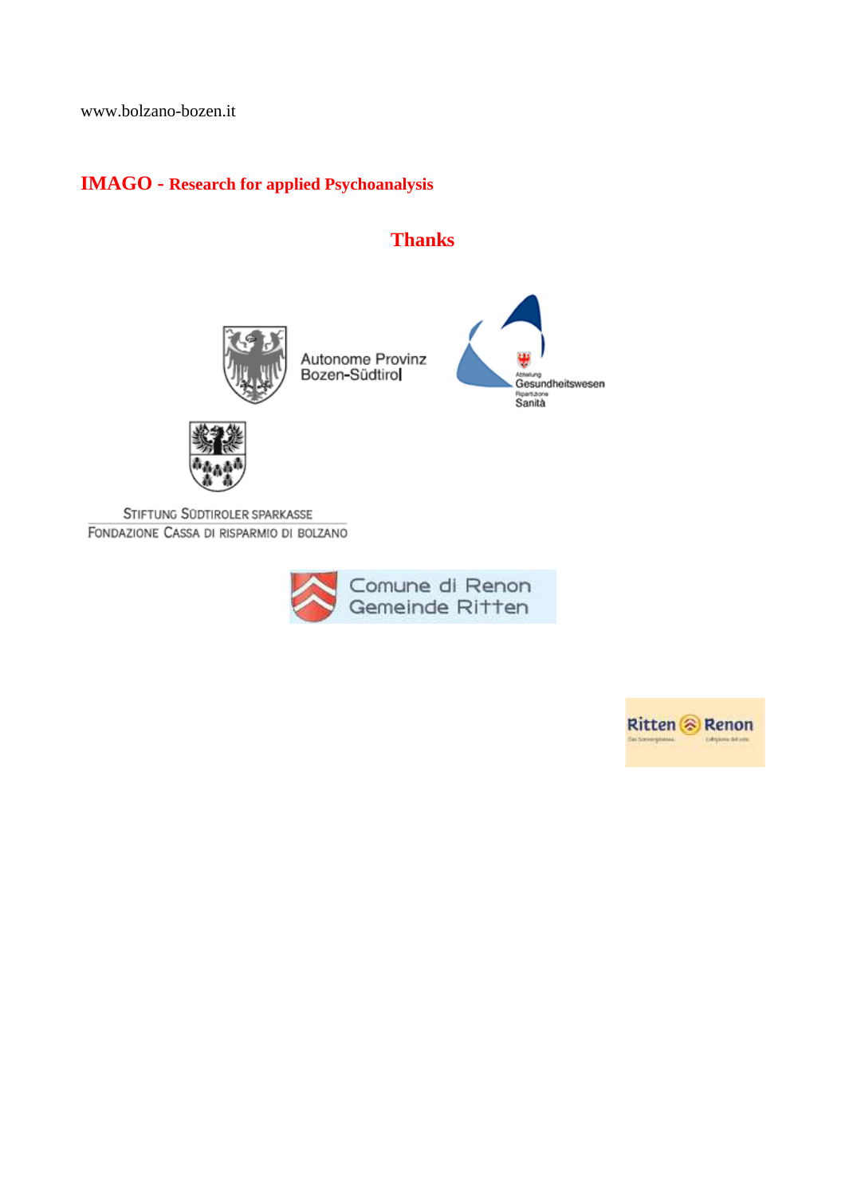www.bolzano-bozen.it

**IMAGO - Research for applied Psychoanalysis**

## Thanks

Autonome Provinz Bozen-Südtirol

Abteilung Gesundheitswesen
Ripartizione Sanità

STIFTUNG SÜDTIROLER SPARKASSE
FONDAZIONE CASSA DI RISPARMIO DI BOLZANO

Comune di Renon
Gemeinde Ritten

Ritten Renon